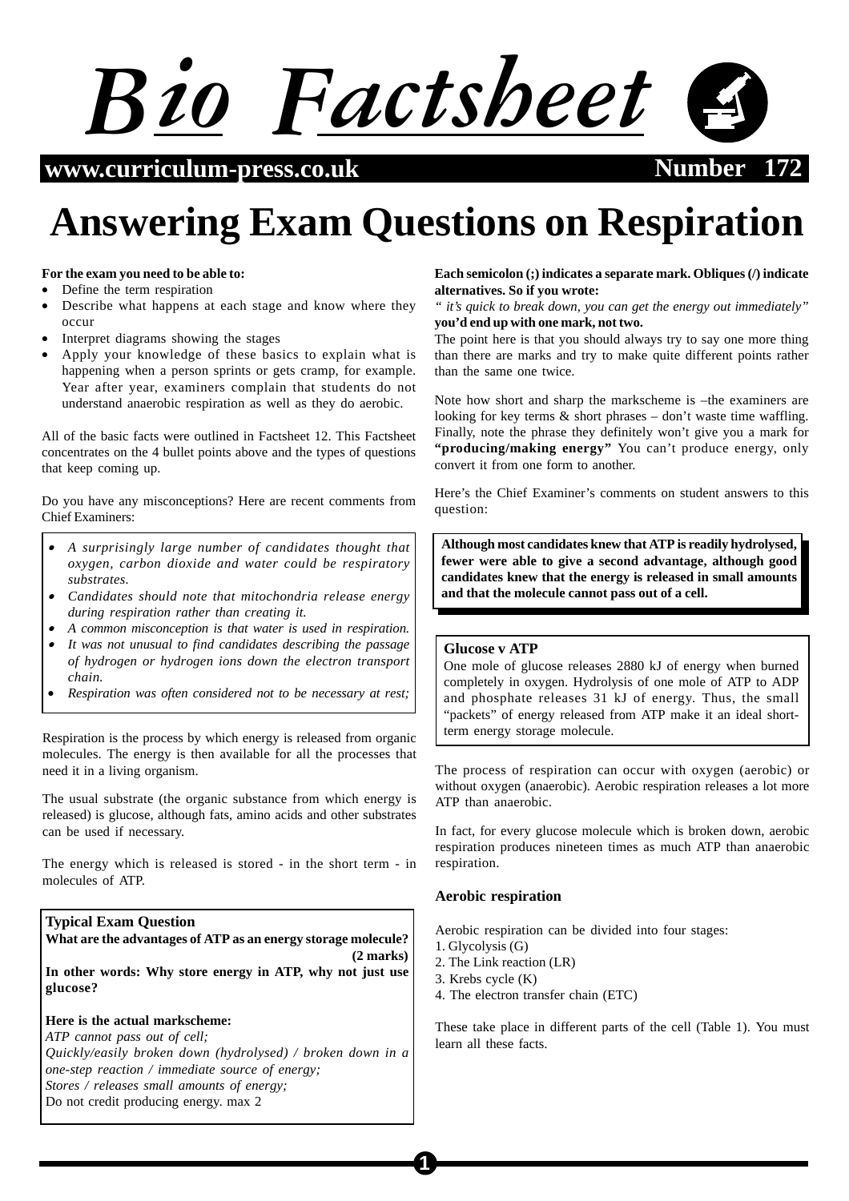# Bio Factsheet

**www.curriculum-press.co.uk** **Number 172**

# Answering Exam Questions on Respiration

**For the exam you need to be able to:**

- Define the term respiration
- Describe what happens at each stage and know where they occur
- Interpret diagrams showing the stages
- Apply your knowledge of these basics to explain what is happening when a person sprints or gets cramp, for example. Year after year, examiners complain that students do not understand anaerobic respiration as well as they do aerobic.

All of the basic facts were outlined in Factsheet 12. This Factsheet concentrates on the 4 bullet points above and the types of questions that keep coming up.

Do you have any misconceptions? Here are recent comments from Chief Examiners:

- *A surprisingly large number of candidates thought that oxygen, carbon dioxide and water could be respiratory substrates.*
- *Candidates should note that mitochondria release energy during respiration rather than creating it.*
- *A common misconception is that water is used in respiration.*
- *It was not unusual to find candidates describing the passage of hydrogen or hydrogen ions down the electron transport chain.*
- *Respiration was often considered not to be necessary at rest;*

Respiration is the process by which energy is released from organic molecules. The energy is then available for all the processes that need it in a living organism.

The usual substrate (the organic substance from which energy is released) is glucose, although fats, amino acids and other substrates can be used if necessary.

The energy which is released is stored - in the short term - in molecules of ATP.

**Typical Exam Question**

**What are the advantages of ATP as an energy storage molecule? (2 marks)**

**In other words: Why store energy in ATP, why not just use glucose?**

**Here is the actual markscheme:**

*ATP cannot pass out of cell;*
*Quickly/easily broken down (hydrolysed) / broken down in a one-step reaction / immediate source of energy;*
*Stores / releases small amounts of energy;*
Do not credit producing energy. max 2

**Each semicolon (;) indicates a separate mark. Obliques (/) indicate alternatives. So if you wrote:**
*" it's quick to break down, you can get the energy out immediately"*
**you'd end up with one mark, not two.**

The point here is that you should always try to say one more thing than there are marks and try to make quite different points rather than the same one twice.

Note how short and sharp the markscheme is –the examiners are looking for key terms & short phrases – don't waste time waffling. Finally, note the phrase they definitely won't give you a mark for **"producing/making energy"** You can't produce energy, only convert it from one form to another.

Here's the Chief Examiner's comments on student answers to this question:

**Although most candidates knew that ATP is readily hydrolysed, fewer were able to give a second advantage, although good candidates knew that the energy is released in small amounts and that the molecule cannot pass out of a cell.**

**Glucose v ATP**

One mole of glucose releases 2880 kJ of energy when burned completely in oxygen. Hydrolysis of one mole of ATP to ADP and phosphate releases 31 kJ of energy. Thus, the small "packets" of energy released from ATP make it an ideal short-term energy storage molecule.

The process of respiration can occur with oxygen (aerobic) or without oxygen (anaerobic). Aerobic respiration releases a lot more ATP than anaerobic.

In fact, for every glucose molecule which is broken down, aerobic respiration produces nineteen times as much ATP than anaerobic respiration.

### Aerobic respiration

Aerobic respiration can be divided into four stages:

1. Glycolysis (G)
2. The Link reaction (LR)
3. Krebs cycle (K)
4. The electron transfer chain (ETC)

These take place in different parts of the cell (Table 1). You must learn all these facts.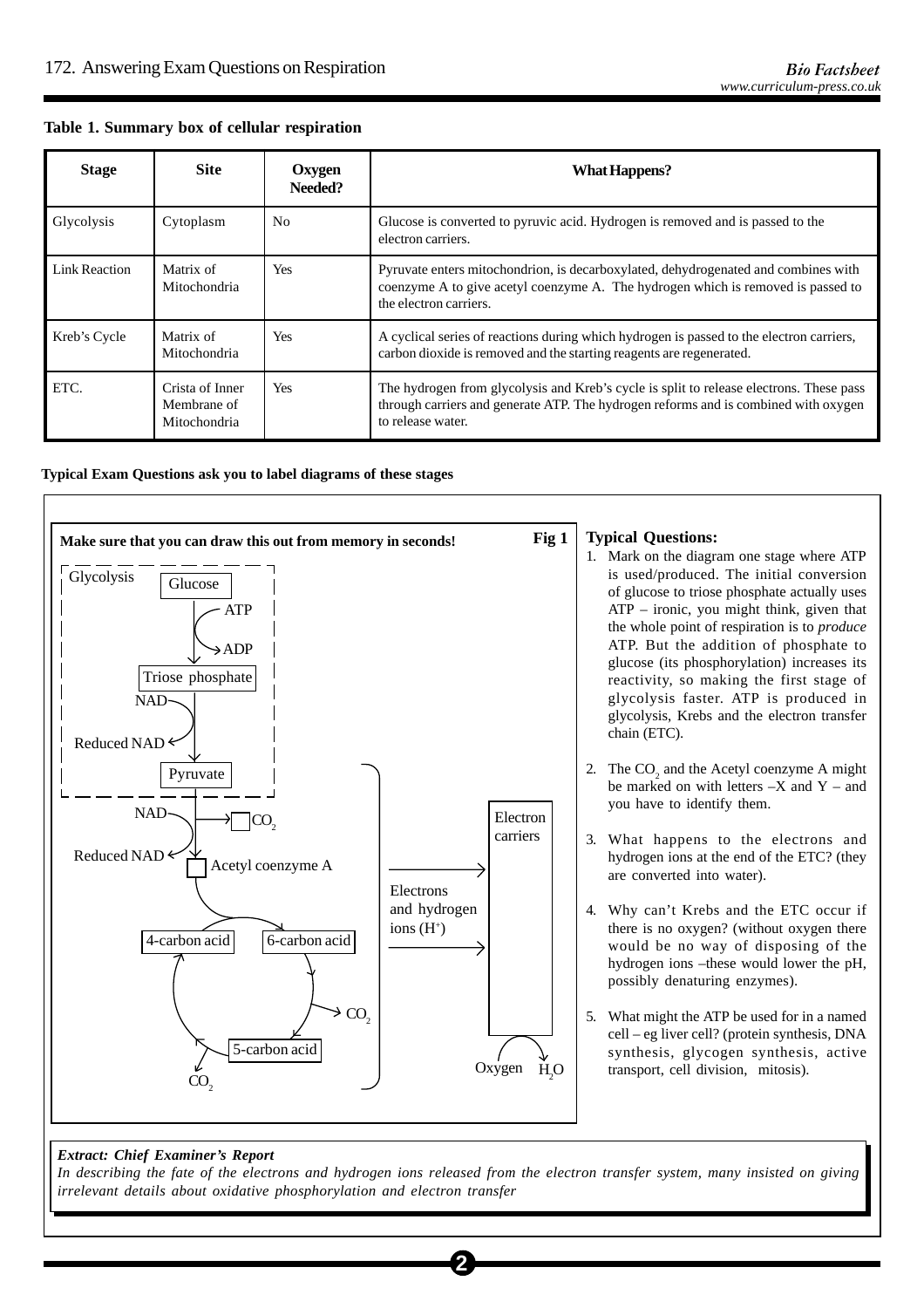**Table 1. Summary box of cellular respiration**

| Stage | Site | Oxygen Needed? | What Happens? |
|---|---|---|---|
| Glycolysis | Cytoplasm | No | Glucose is converted to pyruvic acid. Hydrogen is removed and is passed to the electron carriers. |
| Link Reaction | Matrix of Mitochondria | Yes | Pyruvate enters mitochondrion, is decarboxylated, dehydrogenated and combines with coenzyme A to give acetyl coenzyme A. The hydrogen which is removed is passed to the electron carriers. |
| Kreb's Cycle | Matrix of Mitochondria | Yes | A cyclical series of reactions during which hydrogen is passed to the electron carriers, carbon dioxide is removed and the starting reagents are regenerated. |
| ETC. | Crista of Inner Membrane of Mitochondria | Yes | The hydrogen from glycolysis and Kreb's cycle is split to release electrons. These pass through carriers and generate ATP. The hydrogen reforms and is combined with oxygen to release water. |

**Typical Exam Questions ask you to label diagrams of these stages**

**Make sure that you can draw this out from memory in seconds!** **Fig 1**

Glycolysis
Glucose
ATP
ADP
Triose phosphate
NAD
Reduced NAD
Pyruvate
NAD
$CO_2$
Reduced NAD
Acetyl coenzyme A
4-carbon acid
6-carbon acid
$CO_2$
5-carbon acid
$CO_2$
Electrons and hydrogen ions ($H^+$)
Electron carriers
Oxygen
$H_2O$

**Typical Questions:**

1. Mark on the diagram one stage where ATP is used/produced. The initial conversion of glucose to triose phosphate actually uses ATP – ironic, you might think, given that the whole point of respiration is to *produce* ATP. But the addition of phosphate to glucose (its phosphorylation) increases its reactivity, so making the first stage of glycolysis faster. ATP is produced in glycolysis, Krebs and the electron transfer chain (ETC).

2. The $CO_2$ and the Acetyl coenzyme A might be marked on with letters –X and Y – and you have to identify them.

3. What happens to the electrons and hydrogen ions at the end of the ETC? (they are converted into water).

4. Why can't Krebs and the ETC occur if there is no oxygen? (without oxygen there would be no way of disposing of the hydrogen ions –these would lower the pH, possibly denaturing enzymes).

5. What might the ATP be used for in a named cell – eg liver cell? (protein synthesis, DNA synthesis, glycogen synthesis, active transport, cell division, mitosis).

***Extract: Chief Examiner's Report***

*In describing the fate of the electrons and hydrogen ions released from the electron transfer system, many insisted on giving irrelevant details about oxidative phosphorylation and electron transfer*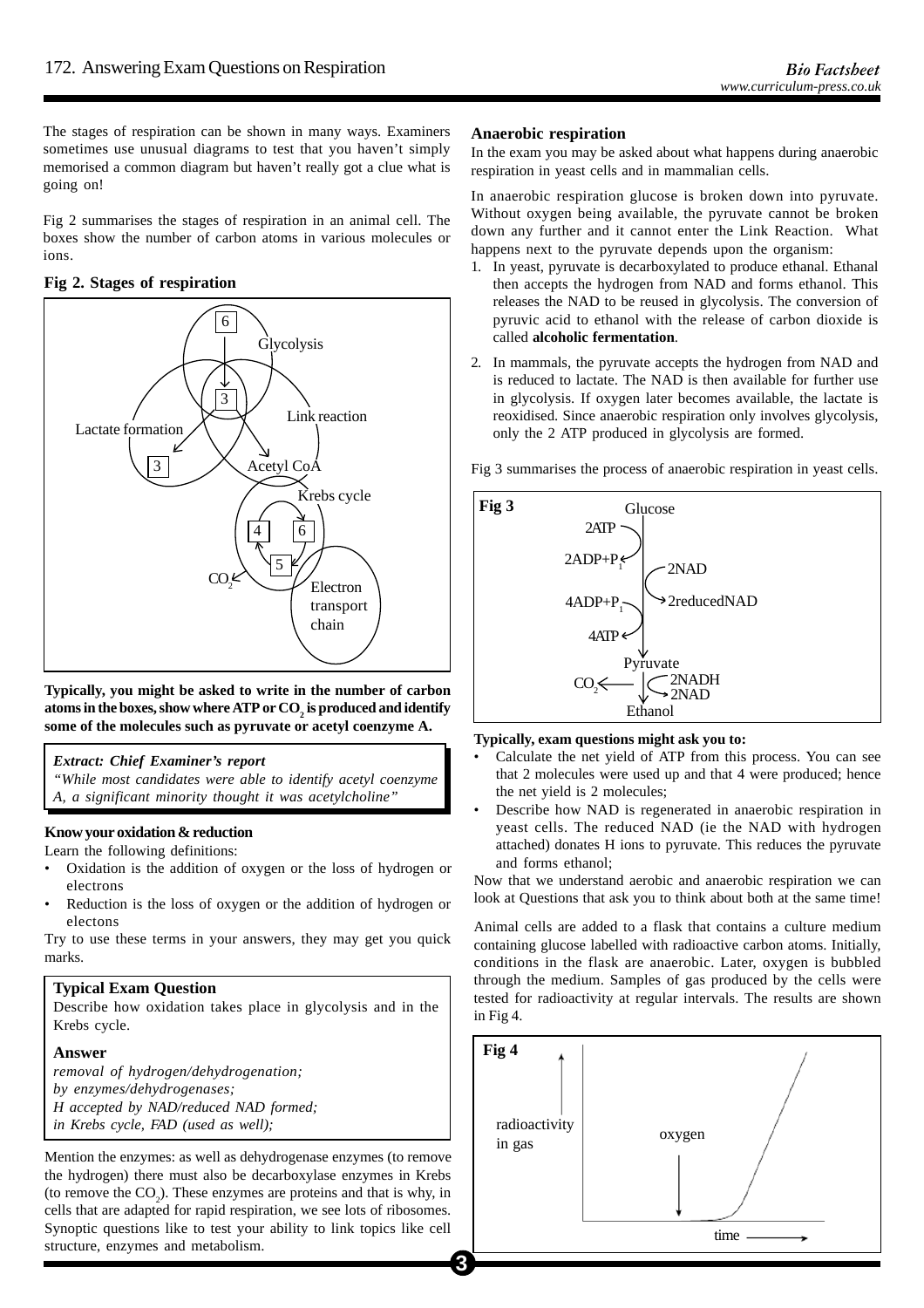The stages of respiration can be shown in many ways. Examiners sometimes use unusual diagrams to test that you haven't simply memorised a common diagram but haven't really got a clue what is going on!

Fig 2 summarises the stages of respiration in an animal cell. The boxes show the number of carbon atoms in various molecules or ions.

**Fig 2. Stages of respiration**

6
Glycolysis
3
Link reaction
Lactate formation
3
Acetyl CoA
Krebs cycle
4
6
5
$CO_2$
Electron transport chain

**Typically, you might be asked to write in the number of carbon atoms in the boxes, show where ATP or $CO_2$ is produced and identify some of the molecules such as pyruvate or acetyl coenzyme A.**

> ***Extract: Chief Examiner's report***
> *"While most candidates were able to identify acetyl coenzyme A, a significant minority thought it was acetylcholine"*

**Know your oxidation & reduction**

Learn the following definitions:

- Oxidation is the addition of oxygen or the loss of hydrogen or electrons
- Reduction is the loss of oxygen or the addition of hydrogen or electons

Try to use these terms in your answers, they may get you quick marks.

> **Typical Exam Question**
>
> Describe how oxidation takes place in glycolysis and in the Krebs cycle.
>
> **Answer**
>
> *removal of hydrogen/dehydrogenation;*
> *by enzymes/dehydrogenases;*
> *H accepted by NAD/reduced NAD formed;*
> *in Krebs cycle, FAD (used as well);*

Mention the enzymes: as well as dehydrogenase enzymes (to remove the hydrogen) there must also be decarboxylase enzymes in Krebs (to remove the $CO_2$). These enzymes are proteins and that is why, in cells that are adapted for rapid respiration, we see lots of ribosomes. Synoptic questions like to test your ability to link topics like cell structure, enzymes and metabolism.

**Anaerobic respiration**

In the exam you may be asked about what happens during anaerobic respiration in yeast cells and in mammalian cells.

In anaerobic respiration glucose is broken down into pyruvate. Without oxygen being available, the pyruvate cannot be broken down any further and it cannot enter the Link Reaction. What happens next to the pyruvate depends upon the organism:

1. In yeast, pyruvate is decarboxylated to produce ethanal. Ethanal then accepts the hydrogen from NAD and forms ethanol. This releases the NAD to be reused in glycolysis. The conversion of pyruvic acid to ethanol with the release of carbon dioxide is called **alcoholic fermentation**.
2. In mammals, the pyruvate accepts the hydrogen from NAD and is reduced to lactate. The NAD is then available for further use in glycolysis. If oxygen later becomes available, the lactate is reoxidised. Since anaerobic respiration only involves glycolysis, only the 2 ATP produced in glycolysis are formed.

Fig 3 summarises the process of anaerobic respiration in yeast cells.

**Fig 3**

Glucose
2ATP
$2ADP+P_i$
2NAD
$4ADP+P_i$
2reducedNAD
4ATP
Pyruvate
$CO_2$
2NADH
2NAD
Ethanol

**Typically, exam questions might ask you to:**

- Calculate the net yield of ATP from this process. You can see that 2 molecules were used up and that 4 were produced; hence the net yield is 2 molecules;
- Describe how NAD is regenerated in anaerobic respiration in yeast cells. The reduced NAD (ie the NAD with hydrogen attached) donates H ions to pyruvate. This reduces the pyruvate and forms ethanol;

Now that we understand aerobic and anaerobic respiration we can look at Questions that ask you to think about both at the same time!

Animal cells are added to a flask that contains a culture medium containing glucose labelled with radioactive carbon atoms. Initially, conditions in the flask are anaerobic. Later, oxygen is bubbled through the medium. Samples of gas produced by the cells were tested for radioactivity at regular intervals. The results are shown in Fig 4.

**Fig 4**

radioactivity in gas
oxygen
time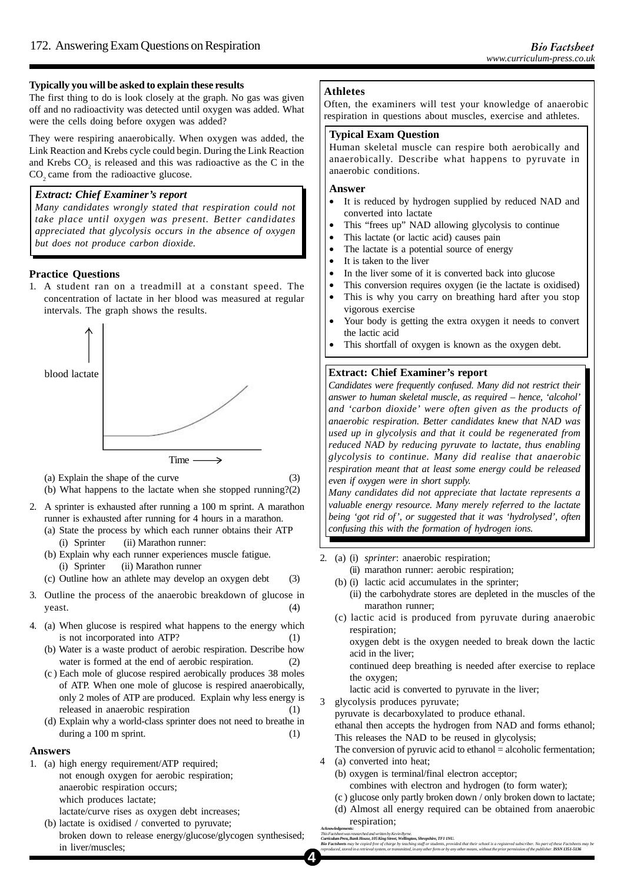**Typically you will be asked to explain these results**

The first thing to do is look closely at the graph. No gas was given off and no radioactivity was detected until oxygen was added. What were the cells doing before oxygen was added?

They were respiring anaerobically. When oxygen was added, the Link Reaction and Krebs cycle could begin. During the Link Reaction and Krebs $CO_2$ is released and this was radioactive as the C in the $CO_2$ came from the radioactive glucose.

***Extract: Chief Examiner's report***

*Many candidates wrongly stated that respiration could not take place until oxygen was present. Better candidates appreciated that glycolysis occurs in the absence of oxygen but does not produce carbon dioxide.*

### Practice Questions

1. A student ran on a treadmill at a constant speed. The concentration of lactate in her blood was measured at regular intervals. The graph shows the results.

blood lactate

Time

   (a) Explain the shape of the curve (3)
   (b) What happens to the lactate when she stopped running? (2)

2. A sprinter is exhausted after running a 100 m sprint. A marathon runner is exhausted after running for 4 hours in a marathon.
   (a) State the process by which each runner obtains their ATP
   (i) Sprinter (ii) Marathon runner:
   (b) Explain why each runner experiences muscle fatigue.
   (i) Sprinter (ii) Marathon runner
   (c) Outline how an athlete may develop an oxygen debt (3)

3. Outline the process of the anaerobic breakdown of glucose in yeast. (4)

4. (a) When glucose is respired what happens to the energy which is not incorporated into ATP? (1)
   (b) Water is a waste product of aerobic respiration. Describe how water is formed at the end of aerobic respiration. (2)
   (c) Each mole of glucose respired aerobically produces 38 moles of ATP. When one mole of glucose is respired anaerobically, only 2 moles of ATP are produced. Explain why less energy is released in anaerobic respiration (1)
   (d) Explain why a world-class sprinter does not need to breathe in during a 100 m sprint. (1)

### Answers

1. (a) high energy requirement/ATP required;
   not enough oxygen for aerobic respiration;
   anaerobic respiration occurs;
   which produces lactate;
   lactate/curve rises as oxygen debt increases;
   (b) lactate is oxidised / converted to pyruvate;
   broken down to release energy/glucose/glycogen synthesised; in liver/muscles;

### Athletes

Often, the examiners will test your knowledge of anaerobic respiration in questions about muscles, exercise and athletes.

**Typical Exam Question**

Human skeletal muscle can respire both aerobically and anaerobically. Describe what happens to pyruvate in anaerobic conditions.

**Answer**

- It is reduced by hydrogen supplied by reduced NAD and converted into lactate
- This "frees up" NAD allowing glycolysis to continue
- This lactate (or lactic acid) causes pain
- The lactate is a potential source of energy
- It is taken to the liver
- In the liver some of it is converted back into glucose
- This conversion requires oxygen (ie the lactate is oxidised)
- This is why you carry on breathing hard after you stop vigorous exercise
- Your body is getting the extra oxygen it needs to convert the lactic acid
- This shortfall of oxygen is known as the oxygen debt.

**Extract: Chief Examiner's report**

*Candidates were frequently confused. Many did not restrict their answer to human skeletal muscle, as required – hence, 'alcohol' and 'carbon dioxide' were often given as the products of anaerobic respiration. Better candidates knew that NAD was used up in glycolysis and that it could be regenerated from reduced NAD by reducing pyruvate to lactate, thus enabling glycolysis to continue. Many did realise that anaerobic respiration meant that at least some energy could be released even if oxygen were in short supply.*

*Many candidates did not appreciate that lactate represents a valuable energy resource. Many merely referred to the lactate being 'got rid of', or suggested that it was 'hydrolysed', often confusing this with the formation of hydrogen ions.*

2. (a) (i) *sprinter*: anaerobic respiration;
   (ii) marathon runner: aerobic respiration;
   (b) (i) lactic acid accumulates in the sprinter;
   (ii) the carbohydrate stores are depleted in the muscles of the marathon runner;
   (c) lactic acid is produced from pyruvate during anaerobic respiration;
   oxygen debt is the oxygen needed to break down the lactic acid in the liver;
   continued deep breathing is needed after exercise to replace the oxygen;
   lactic acid is converted to pyruvate in the liver;

3. glycolysis produces pyruvate;
   pyruvate is decarboxylated to produce ethanal.
   ethanal then accepts the hydrogen from NAD and forms ethanol;
   This releases the NAD to be reused in glycolysis;
   The conversion of pyruvic acid to ethanol = alcoholic fermentation;

4. (a) converted into heat;
   (b) oxygen is terminal/final electron acceptor;
   combines with electron and hydrogen (to form water);
   (c) glucose only partly broken down / only broken down to lactate;
   (d) Almost all energy required can be obtained from anaerobic respiration;

**Acknowledgements:**
This Factsheet was researched and written by Kevin Byrne.
Curriculum Press, Bank House, 105 King Street, Wellington, Shropshire, TF1 1NU.
Bio Factsheets may be copied free of charge by teaching staff or students, provided that their school is a registered subscriber. No part of these Factsheets may be reproduced, stored in a retrieval system, or transmitted, in any other form or by any other means, without the prior permission of the publisher. ISSN 1351-5136